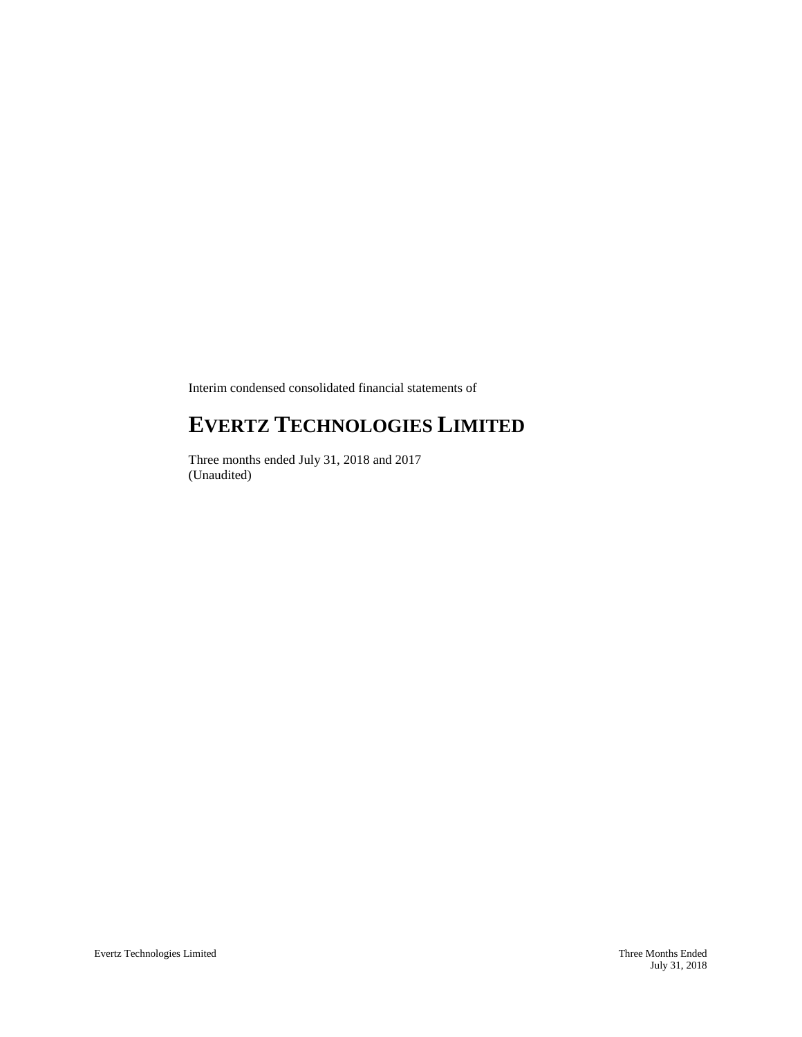Interim condensed consolidated financial statements of

# EVERTZ TECHNOLOGIES LIMITED

Three months ended July 31, 2018 and 2017
(Unaudited)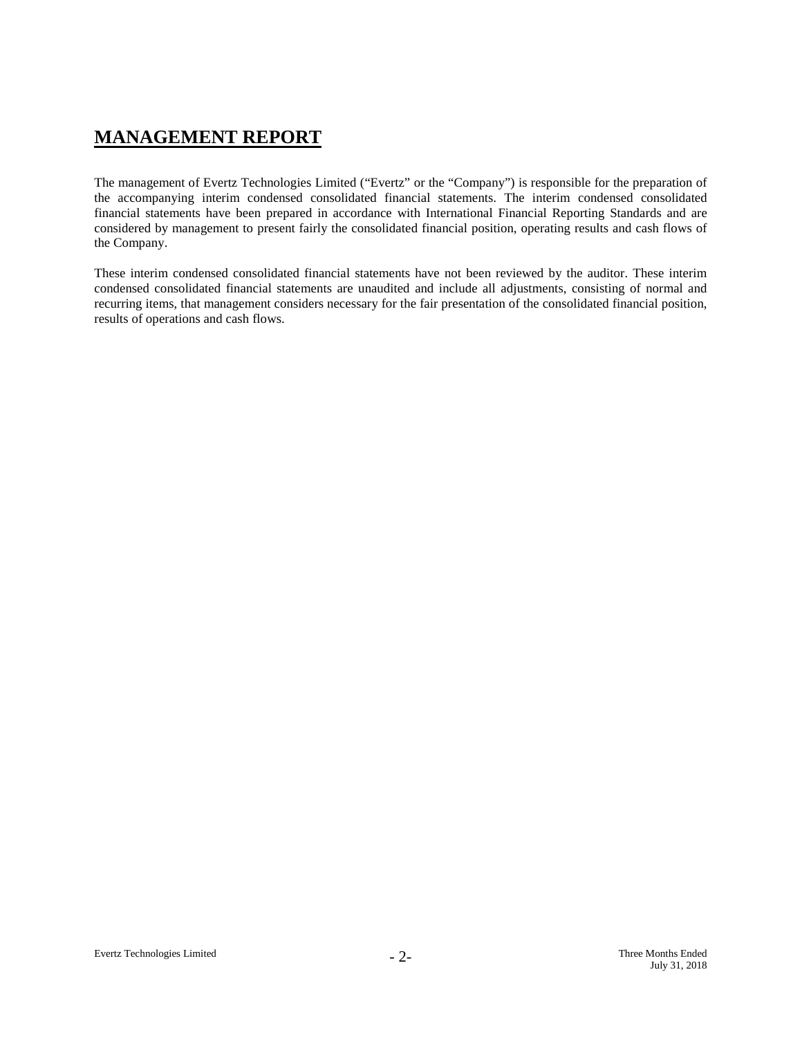# MANAGEMENT REPORT

The management of Evertz Technologies Limited ("Evertz" or the "Company") is responsible for the preparation of the accompanying interim condensed consolidated financial statements. The interim condensed consolidated financial statements have been prepared in accordance with International Financial Reporting Standards and are considered by management to present fairly the consolidated financial position, operating results and cash flows of the Company.

These interim condensed consolidated financial statements have not been reviewed by the auditor. These interim condensed consolidated financial statements are unaudited and include all adjustments, consisting of normal and recurring items, that management considers necessary for the fair presentation of the consolidated financial position, results of operations and cash flows.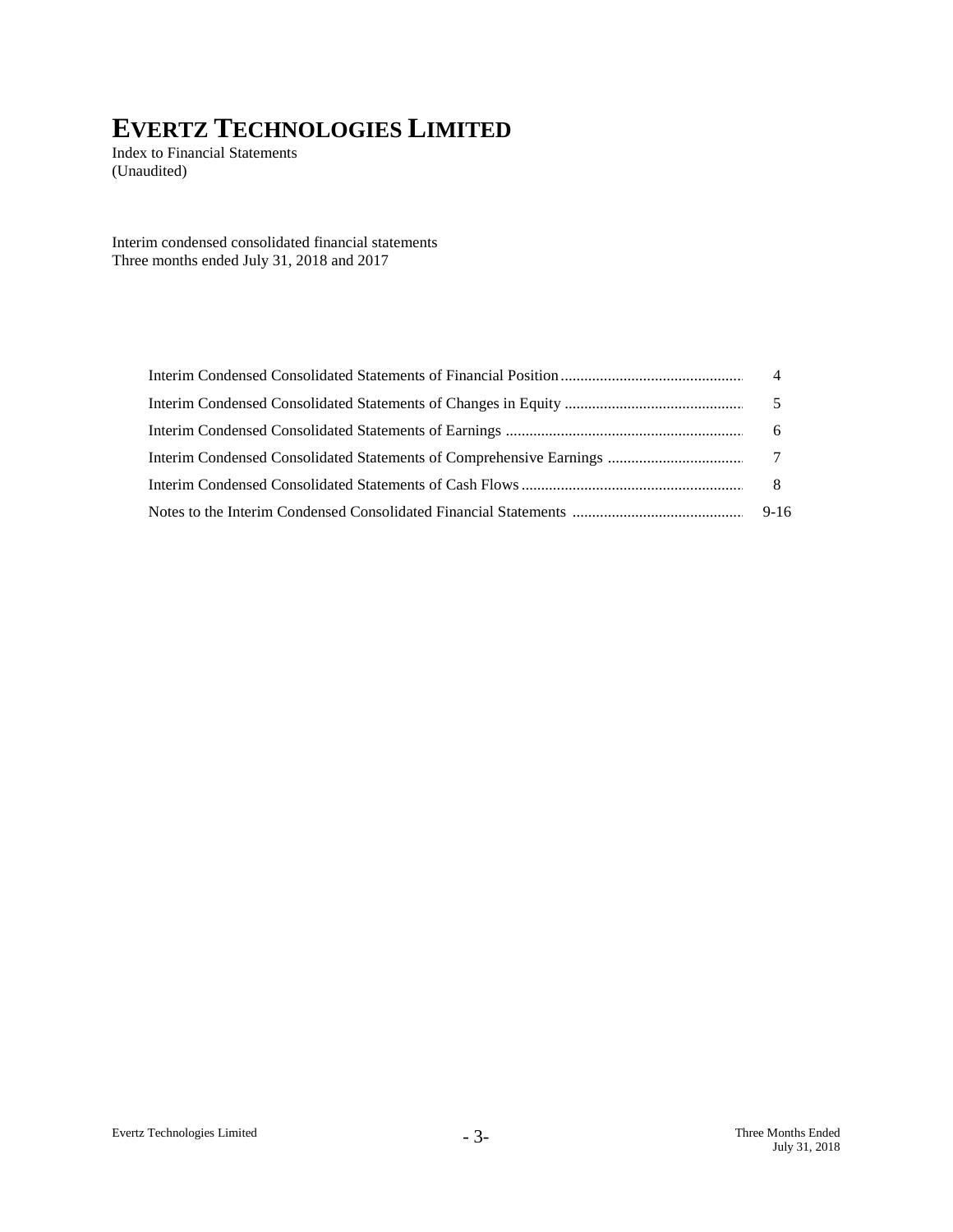# EVERTZ TECHNOLOGIES LIMITED

Index to Financial Statements
(Unaudited)

Interim condensed consolidated financial statements
Three months ended July 31, 2018 and 2017

| | |
|---|---|
| Interim Condensed Consolidated Statements of Financial Position | 4 |
| Interim Condensed Consolidated Statements of Changes in Equity | 5 |
| Interim Condensed Consolidated Statements of Earnings | 6 |
| Interim Condensed Consolidated Statements of Comprehensive Earnings | 7 |
| Interim Condensed Consolidated Statements of Cash Flows | 8 |
| Notes to the Interim Condensed Consolidated Financial Statements | 9-16 |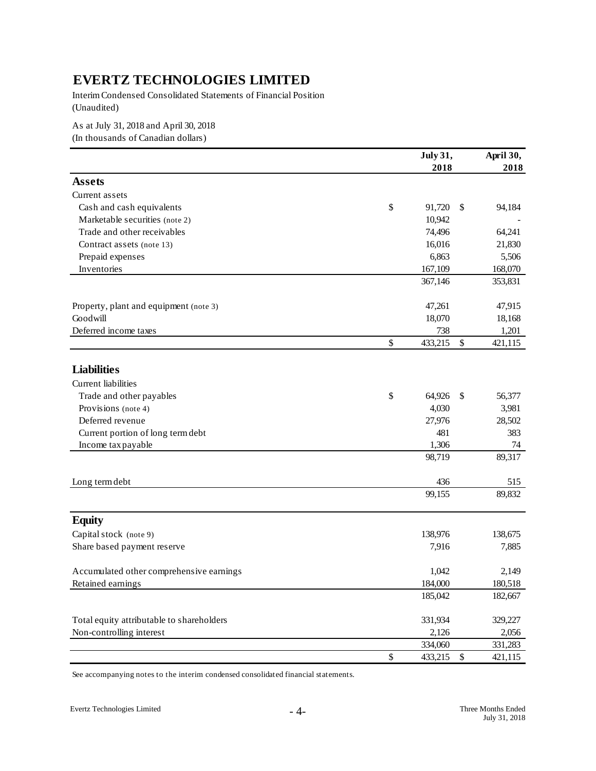# EVERTZ TECHNOLOGIES LIMITED

Interim Condensed Consolidated Statements of Financial Position
(Unaudited)

As at July 31, 2018 and April 30, 2018
(In thousands of Canadian dollars)

| | July 31, 2018 | April 30, 2018 |
|---|---|---|
| **Assets** | | |
| Current assets | | |
| Cash and cash equivalents | $ 91,720 | $ 94,184 |
| Marketable securities (note 2) | 10,942 | - |
| Trade and other receivables | 74,496 | 64,241 |
| Contract assets (note 13) | 16,016 | 21,830 |
| Prepaid expenses | 6,863 | 5,506 |
| Inventories | 167,109 | 168,070 |
| | 367,146 | 353,831 |
| Property, plant and equipment (note 3) | 47,261 | 47,915 |
| Goodwill | 18,070 | 18,168 |
| Deferred income taxes | 738 | 1,201 |
| | $ 433,215 | $ 421,115 |
| **Liabilities** | | |
| Current liabilities | | |
| Trade and other payables | $ 64,926 | $ 56,377 |
| Provisions (note 4) | 4,030 | 3,981 |
| Deferred revenue | 27,976 | 28,502 |
| Current portion of long term debt | 481 | 383 |
| Income tax payable | 1,306 | 74 |
| | 98,719 | 89,317 |
| Long term debt | 436 | 515 |
| | 99,155 | 89,832 |
| **Equity** | | |
| Capital stock (note 9) | 138,976 | 138,675 |
| Share based payment reserve | 7,916 | 7,885 |
| Accumulated other comprehensive earnings | 1,042 | 2,149 |
| Retained earnings | 184,000 | 180,518 |
| | 185,042 | 182,667 |
| Total equity attributable to shareholders | 331,934 | 329,227 |
| Non-controlling interest | 2,126 | 2,056 |
| | 334,060 | 331,283 |
| | $ 433,215 | $ 421,115 |

See accompanying notes to the interim condensed consolidated financial statements.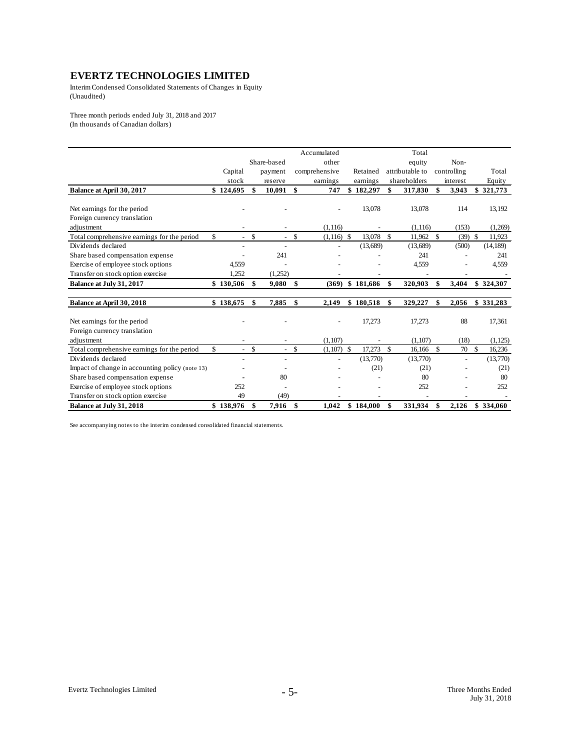# EVERTZ TECHNOLOGIES LIMITED

Interim Condensed Consolidated Statements of Changes in Equity
(Unaudited)

Three month periods ended July 31, 2018 and 2017
(In thousands of Canadian dollars)

| | Capital stock | Share-based payment reserve | Accumulated other comprehensive earnings | Retained earnings | Total equity attributable to shareholders | Non-controlling interest | Total Equity |
|---|---|---|---|---|---|---|---|
| **Balance at April 30, 2017** | **$ 124,695** | **$ 10,091** | **$ 747** | **$ 182,297** | **$ 317,830** | **$ 3,943** | **$ 321,773** |
| Net earnings for the period | - | - | - | 13,078 | 13,078 | 114 | 13,192 |
| Foreign currency translation adjustment | - | - | (1,116) | - | (1,116) | (153) | (1,269) |
| Total comprehensive earnings for the period | $ - | $ - | $ (1,116) | $ 13,078 | $ 11,962 | $ (39) | $ 11,923 |
| Dividends declared | - | - | - | (13,689) | (13,689) | (500) | (14,189) |
| Share based compensation expense | - | 241 | - | - | 241 | - | 241 |
| Exercise of employee stock options | 4,559 | - | - | - | 4,559 | - | 4,559 |
| Transfer on stock option exercise | 1,252 | (1,252) | - | - | - | - | - |
| **Balance at July 31, 2017** | **$ 130,506** | **$ 9,080** | **$ (369)** | **$ 181,686** | **$ 320,903** | **$ 3,404** | **$ 324,307** |
| **Balance at April 30, 2018** | **$ 138,675** | **$ 7,885** | **$ 2,149** | **$ 180,518** | **$ 329,227** | **$ 2,056** | **$ 331,283** |
| Net earnings for the period | - | - | - | 17,273 | 17,273 | 88 | 17,361 |
| Foreign currency translation adjustment | - | - | (1,107) | - | (1,107) | (18) | (1,125) |
| Total comprehensive earnings for the period | $ - | $ - | $ (1,107) | $ 17,273 | $ 16,166 | $ 70 | $ 16,236 |
| Dividends declared | - | - | - | (13,770) | (13,770) | - | (13,770) |
| Impact of change in accounting policy (note 13) | - | - | - | (21) | (21) | - | (21) |
| Share based compensation expense | - | 80 | - | - | 80 | - | 80 |
| Exercise of employee stock options | 252 | - | - | - | 252 | - | 252 |
| Transfer on stock option exercise | 49 | (49) | - | - | - | - | - |
| **Balance at July 31, 2018** | **$ 138,976** | **$ 7,916** | **$ 1,042** | **$ 184,000** | **$ 331,934** | **$ 2,126** | **$ 334,060** |

See accompanying notes to the interim condensed consolidated financial statements.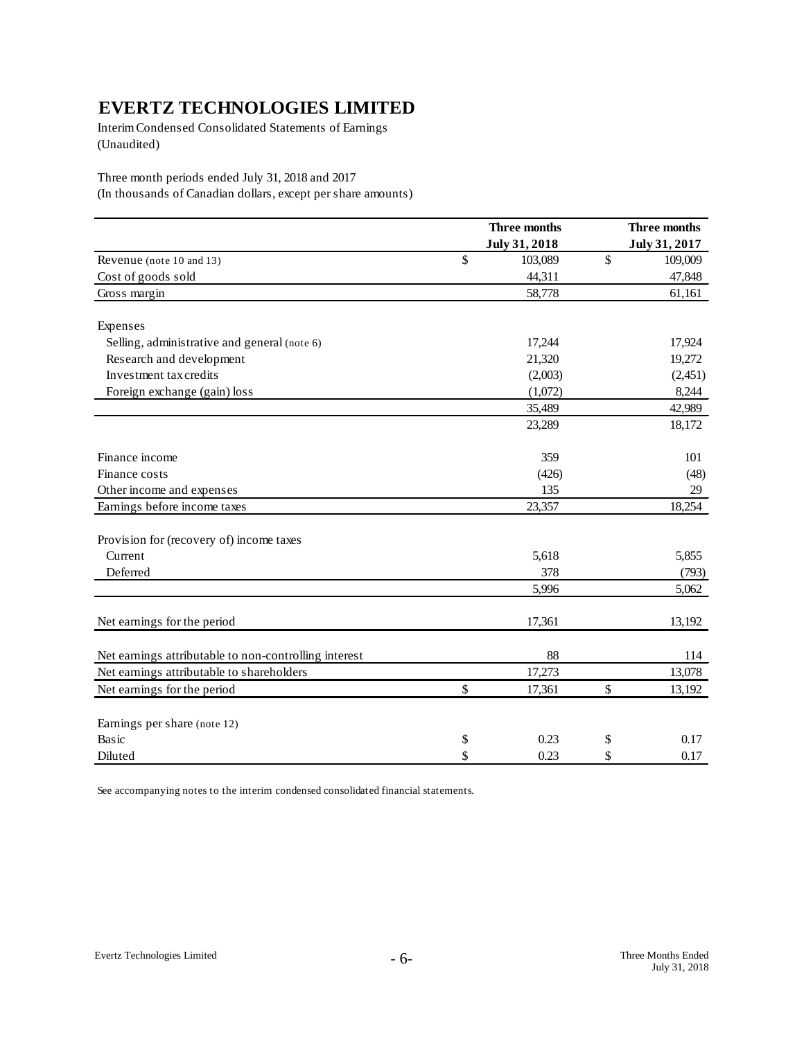# EVERTZ TECHNOLOGIES LIMITED

Interim Condensed Consolidated Statements of Earnings
(Unaudited)

Three month periods ended July 31, 2018 and 2017
(In thousands of Canadian dollars, except per share amounts)

| | Three months July 31, 2018 | Three months July 31, 2017 |
|---|---|---|
| Revenue (note 10 and 13) | $ 103,089 | $ 109,009 |
| Cost of goods sold | 44,311 | 47,848 |
| Gross margin | 58,778 | 61,161 |
| | | |
| Expenses | | |
| Selling, administrative and general (note 6) | 17,244 | 17,924 |
| Research and development | 21,320 | 19,272 |
| Investment tax credits | (2,003) | (2,451) |
| Foreign exchange (gain) loss | (1,072) | 8,244 |
| | 35,489 | 42,989 |
| | 23,289 | 18,172 |
| | | |
| Finance income | 359 | 101 |
| Finance costs | (426) | (48) |
| Other income and expenses | 135 | 29 |
| Earnings before income taxes | 23,357 | 18,254 |
| | | |
| Provision for (recovery of) income taxes | | |
| Current | 5,618 | 5,855 |
| Deferred | 378 | (793) |
| | 5,996 | 5,062 |
| | | |
| Net earnings for the period | 17,361 | 13,192 |
| | | |
| Net earnings attributable to non-controlling interest | 88 | 114 |
| Net earnings attributable to shareholders | 17,273 | 13,078 |
| Net earnings for the period | $ 17,361 | $ 13,192 |
| | | |
| Earnings per share (note 12) | | |
| Basic | $ 0.23 | $ 0.17 |
| Diluted | $ 0.23 | $ 0.17 |

See accompanying notes to the interim condensed consolidated financial statements.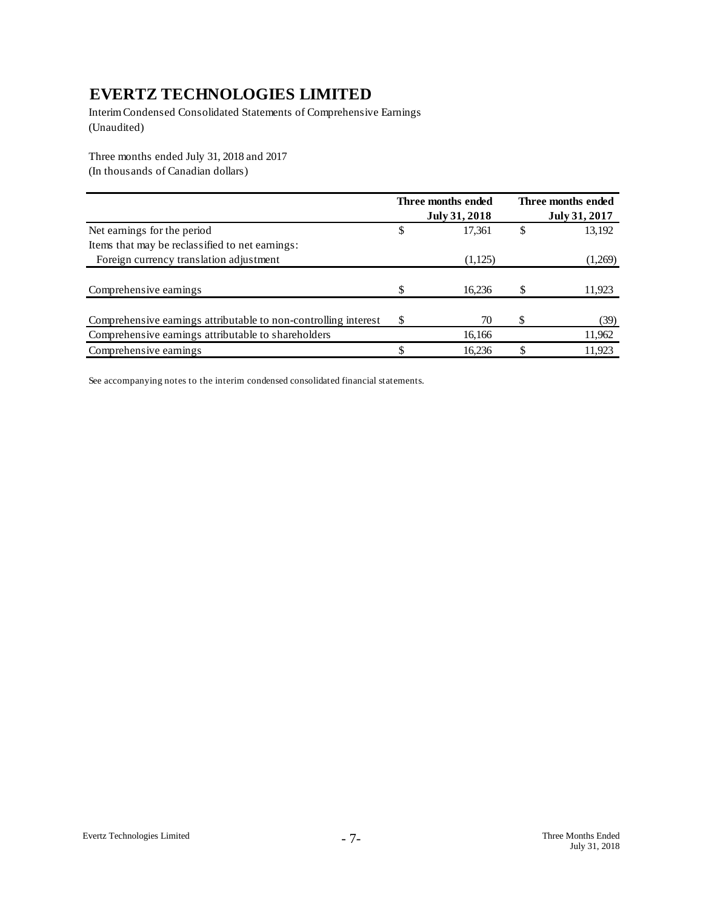# EVERTZ TECHNOLOGIES LIMITED

Interim Condensed Consolidated Statements of Comprehensive Earnings
(Unaudited)

Three months ended July 31, 2018 and 2017
(In thousands of Canadian dollars)

| | Three months ended July 31, 2018 | Three months ended July 31, 2017 |
|---|---|---|
| Net earnings for the period | $ 17,361 | $ 13,192 |
| Items that may be reclassified to net earnings: | | |
| Foreign currency translation adjustment | (1,125) | (1,269) |
| Comprehensive earnings | $ 16,236 | $ 11,923 |
| Comprehensive earnings attributable to non-controlling interest | $ 70 | $ (39) |
| Comprehensive earnings attributable to shareholders | 16,166 | 11,962 |
| Comprehensive earnings | $ 16,236 | $ 11,923 |

See accompanying notes to the interim condensed consolidated financial statements.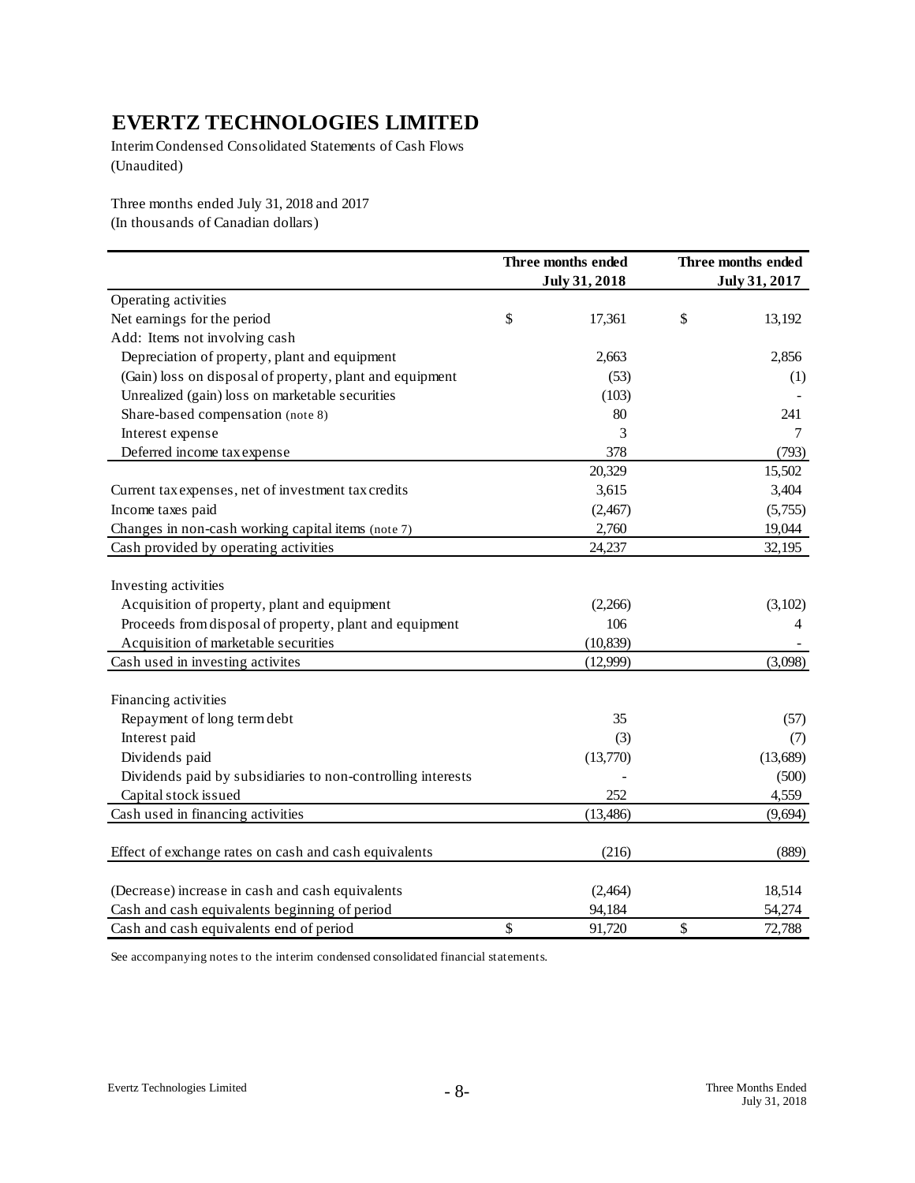# EVERTZ TECHNOLOGIES LIMITED

Interim Condensed Consolidated Statements of Cash Flows
(Unaudited)

Three months ended July 31, 2018 and 2017
(In thousands of Canadian dollars)

| | Three months ended July 31, 2018 | Three months ended July 31, 2017 |
|---|---|---|
| Operating activities | | |
| Net earnings for the period | $ 17,361 | $ 13,192 |
| Add: Items not involving cash | | |
| Depreciation of property, plant and equipment | 2,663 | 2,856 |
| (Gain) loss on disposal of property, plant and equipment | (53) | (1) |
| Unrealized (gain) loss on marketable securities | (103) | - |
| Share-based compensation (note 8) | 80 | 241 |
| Interest expense | 3 | 7 |
| Deferred income tax expense | 378 | (793) |
| | 20,329 | 15,502 |
| Current tax expenses, net of investment tax credits | 3,615 | 3,404 |
| Income taxes paid | (2,467) | (5,755) |
| Changes in non-cash working capital items (note 7) | 2,760 | 19,044 |
| Cash provided by operating activities | 24,237 | 32,195 |
| | | |
| Investing activities | | |
| Acquisition of property, plant and equipment | (2,266) | (3,102) |
| Proceeds from disposal of property, plant and equipment | 106 | 4 |
| Acquisition of marketable securities | (10,839) | - |
| Cash used in investing activites | (12,999) | (3,098) |
| | | |
| Financing activities | | |
| Repayment of long term debt | 35 | (57) |
| Interest paid | (3) | (7) |
| Dividends paid | (13,770) | (13,689) |
| Dividends paid by subsidiaries to non-controlling interests | - | (500) |
| Capital stock issued | 252 | 4,559 |
| Cash used in financing activities | (13,486) | (9,694) |
| | | |
| Effect of exchange rates on cash and cash equivalents | (216) | (889) |
| | | |
| (Decrease) increase in cash and cash equivalents | (2,464) | 18,514 |
| Cash and cash equivalents beginning of period | 94,184 | 54,274 |
| Cash and cash equivalents end of period | $ 91,720 | $ 72,788 |

See accompanying notes to the interim condensed consolidated financial statements.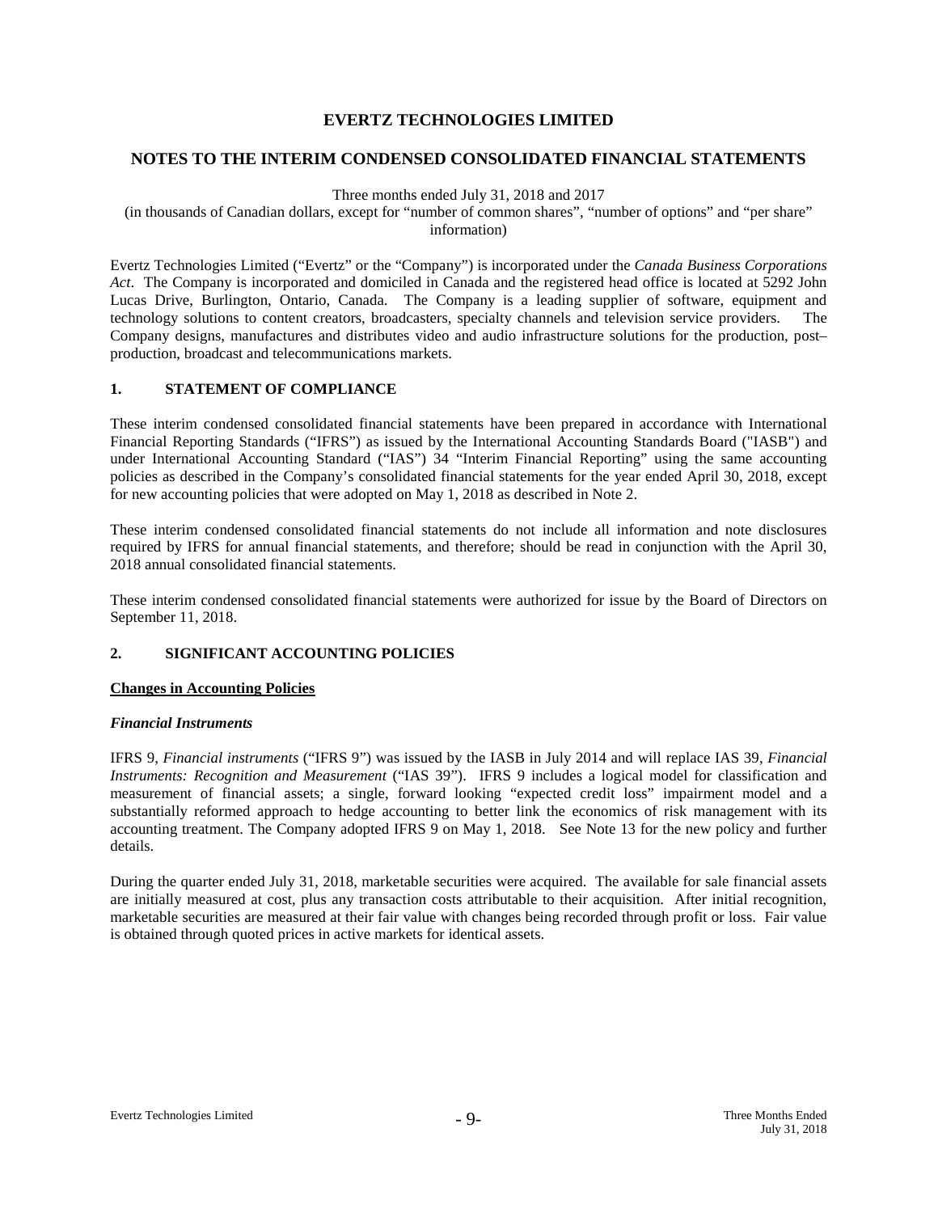# EVERTZ TECHNOLOGIES LIMITED

## NOTES TO THE INTERIM CONDENSED CONSOLIDATED FINANCIAL STATEMENTS

Three months ended July 31, 2018 and 2017
(in thousands of Canadian dollars, except for "number of common shares", "number of options" and "per share" information)

Evertz Technologies Limited ("Evertz" or the "Company") is incorporated under the *Canada Business Corporations Act*. The Company is incorporated and domiciled in Canada and the registered head office is located at 5292 John Lucas Drive, Burlington, Ontario, Canada. The Company is a leading supplier of software, equipment and technology solutions to content creators, broadcasters, specialty channels and television service providers. The Company designs, manufactures and distributes video and audio infrastructure solutions for the production, post–production, broadcast and telecommunications markets.

### 1. STATEMENT OF COMPLIANCE

These interim condensed consolidated financial statements have been prepared in accordance with International Financial Reporting Standards ("IFRS") as issued by the International Accounting Standards Board ("IASB") and under International Accounting Standard ("IAS") 34 "Interim Financial Reporting" using the same accounting policies as described in the Company's consolidated financial statements for the year ended April 30, 2018, except for new accounting policies that were adopted on May 1, 2018 as described in Note 2.

These interim condensed consolidated financial statements do not include all information and note disclosures required by IFRS for annual financial statements, and therefore; should be read in conjunction with the April 30, 2018 annual consolidated financial statements.

These interim condensed consolidated financial statements were authorized for issue by the Board of Directors on September 11, 2018.

### 2. SIGNIFICANT ACCOUNTING POLICIES

**Changes in Accounting Policies**

***Financial Instruments***

IFRS 9, *Financial instruments* ("IFRS 9") was issued by the IASB in July 2014 and will replace IAS 39, *Financial Instruments: Recognition and Measurement* ("IAS 39"). IFRS 9 includes a logical model for classification and measurement of financial assets; a single, forward looking "expected credit loss" impairment model and a substantially reformed approach to hedge accounting to better link the economics of risk management with its accounting treatment. The Company adopted IFRS 9 on May 1, 2018. See Note 13 for the new policy and further details.

During the quarter ended July 31, 2018, marketable securities were acquired. The available for sale financial assets are initially measured at cost, plus any transaction costs attributable to their acquisition. After initial recognition, marketable securities are measured at their fair value with changes being recorded through profit or loss. Fair value is obtained through quoted prices in active markets for identical assets.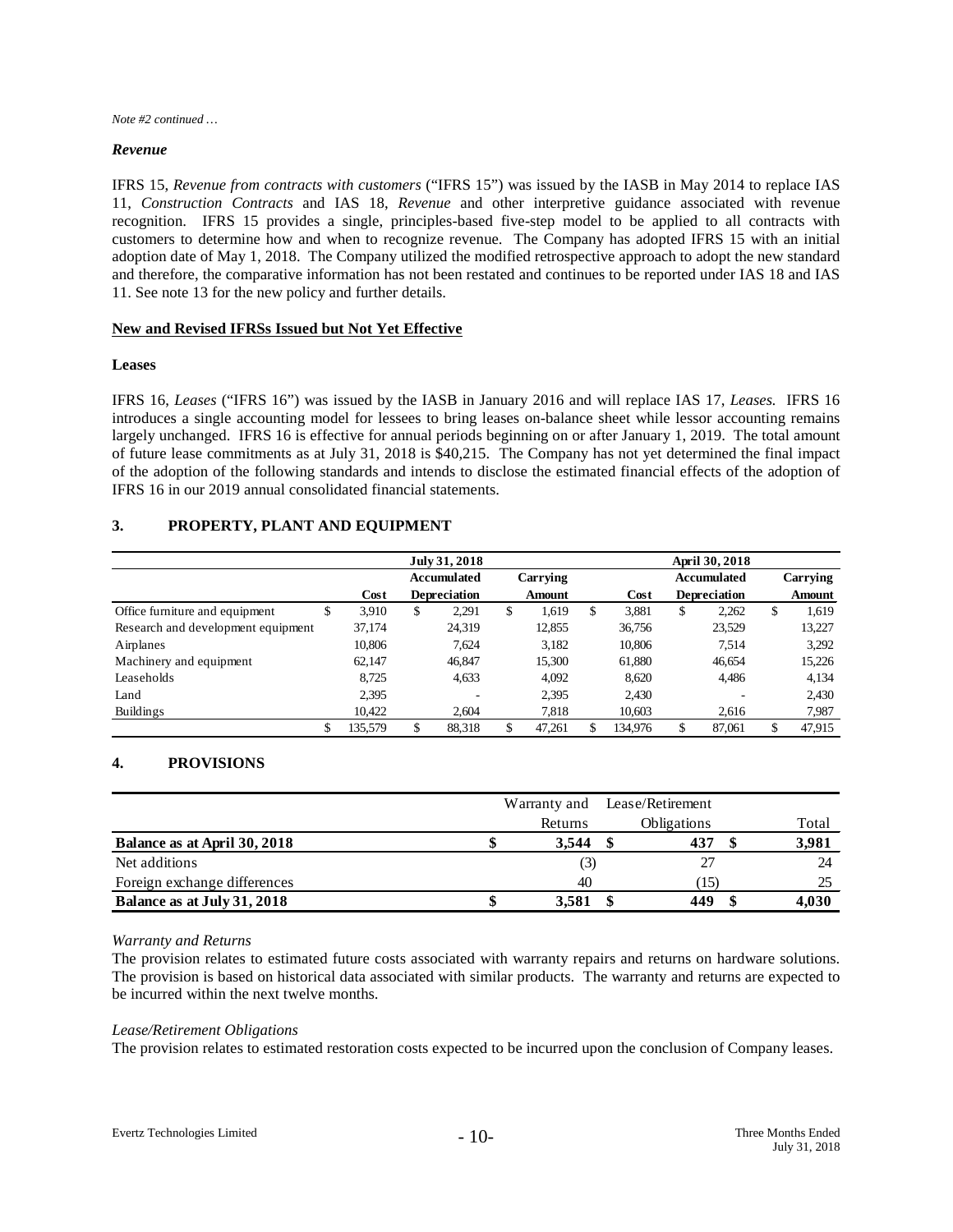*Note #2 continued …*

### *Revenue*

IFRS 15, *Revenue from contracts with customers* ("IFRS 15") was issued by the IASB in May 2014 to replace IAS 11, *Construction Contracts* and IAS 18, *Revenue* and other interpretive guidance associated with revenue recognition. IFRS 15 provides a single, principles-based five-step model to be applied to all contracts with customers to determine how and when to recognize revenue. The Company has adopted IFRS 15 with an initial adoption date of May 1, 2018. The Company utilized the modified retrospective approach to adopt the new standard and therefore, the comparative information has not been restated and continues to be reported under IAS 18 and IAS 11. See note 13 for the new policy and further details.

## New and Revised IFRSs Issued but Not Yet Effective

### Leases

IFRS 16, *Leases* ("IFRS 16") was issued by the IASB in January 2016 and will replace IAS 17, *Leases.* IFRS 16 introduces a single accounting model for lessees to bring leases on-balance sheet while lessor accounting remains largely unchanged. IFRS 16 is effective for annual periods beginning on or after January 1, 2019. The total amount of future lease commitments as at July 31, 2018 is $40,215. The Company has not yet determined the final impact of the adoption of the following standards and intends to disclose the estimated financial effects of the adoption of IFRS 16 in our 2019 annual consolidated financial statements.

## 3. PROPERTY, PLANT AND EQUIPMENT

| | July 31, 2018 | | | April 30, 2018 | | |
|---|---|---|---|---|---|---|
| | Cost | Accumulated Depreciation | Carrying Amount | Cost | Accumulated Depreciation | Carrying Amount |
| Office furniture and equipment | $ 3,910 | $ 2,291 | $ 1,619 | $ 3,881 | $ 2,262 | $ 1,619 |
| Research and development equipment | 37,174 | 24,319 | 12,855 | 36,756 | 23,529 | 13,227 |
| Airplanes | 10,806 | 7,624 | 3,182 | 10,806 | 7,514 | 3,292 |
| Machinery and equipment | 62,147 | 46,847 | 15,300 | 61,880 | 46,654 | 15,226 |
| Leaseholds | 8,725 | 4,633 | 4,092 | 8,620 | 4,486 | 4,134 |
| Land | 2,395 | - | 2,395 | 2,430 | - | 2,430 |
| Buildings | 10,422 | 2,604 | 7,818 | 10,603 | 2,616 | 7,987 |
| | $ 135,579 | $ 88,318 | $ 47,261 | $ 134,976 | $ 87,061 | $ 47,915 |

## 4. PROVISIONS

| | Warranty and Returns | Lease/Retirement Obligations | Total |
|---|---|---|---|
| **Balance as at April 30, 2018** | **$ 3,544** | **$ 437** | **$ 3,981** |
| Net additions | (3) | 27 | 24 |
| Foreign exchange differences | 40 | (15) | 25 |
| **Balance as at July 31, 2018** | **$ 3,581** | **$ 449** | **$ 4,030** |

*Warranty and Returns*

The provision relates to estimated future costs associated with warranty repairs and returns on hardware solutions. The provision is based on historical data associated with similar products. The warranty and returns are expected to be incurred within the next twelve months.

*Lease/Retirement Obligations*

The provision relates to estimated restoration costs expected to be incurred upon the conclusion of Company leases.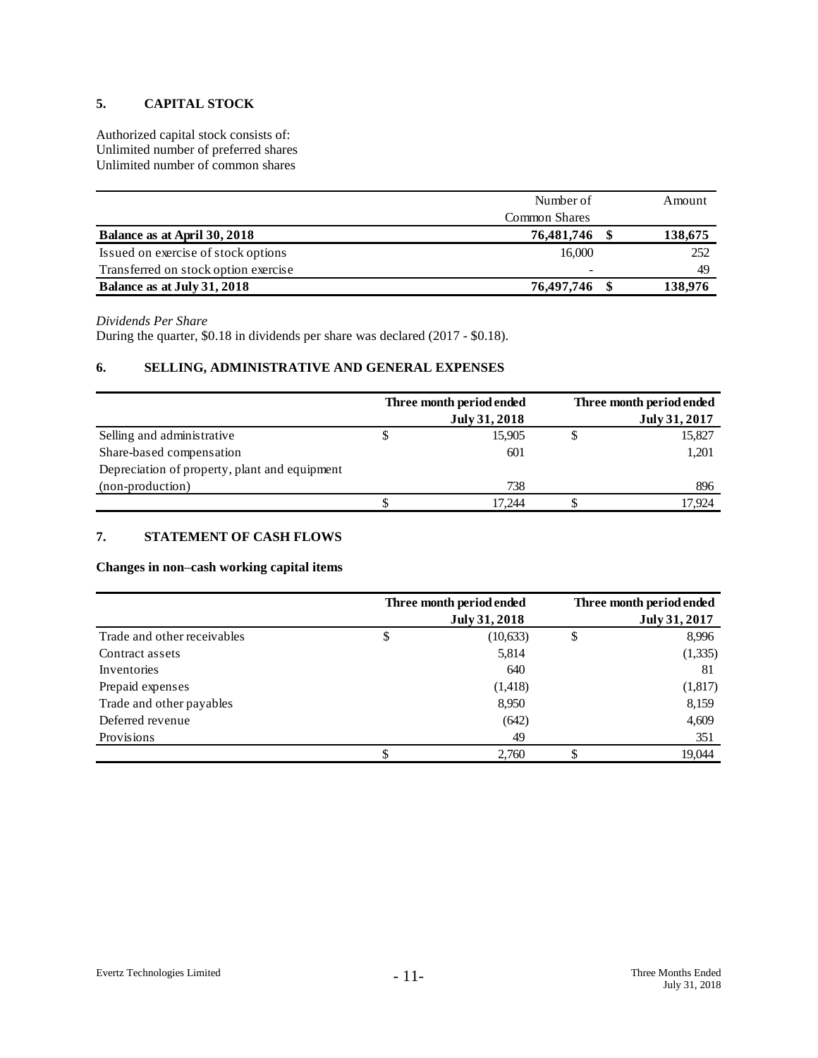## 5. CAPITAL STOCK

Authorized capital stock consists of:
Unlimited number of preferred shares
Unlimited number of common shares

| | Number of Common Shares | | Amount |
|---|---|---|---|
| **Balance as at April 30, 2018** | **76,481,746** | **$** | **138,675** |
| Issued on exercise of stock options | 16,000 | | 252 |
| Transferred on stock option exercise | - | | 49 |
| **Balance as at July 31, 2018** | **76,497,746** | **$** | **138,976** |

*Dividends Per Share*
During the quarter, $0.18 in dividends per share was declared (2017 - $0.18).

## 6. SELLING, ADMINISTRATIVE AND GENERAL EXPENSES

| | | Three month period ended July 31, 2018 | | Three month period ended July 31, 2017 |
|---|---|---|---|---|
| Selling and administrative | $ | 15,905 | $ | 15,827 |
| Share-based compensation | | 601 | | 1,201 |
| Depreciation of property, plant and equipment (non-production) | | 738 | | 896 |
| | $ | 17,244 | $ | 17,924 |

## 7. STATEMENT OF CASH FLOWS

**Changes in non–cash working capital items**

| | | Three month period ended July 31, 2018 | | Three month period ended July 31, 2017 |
|---|---|---|---|---|
| Trade and other receivables | $ | (10,633) | $ | 8,996 |
| Contract assets | | 5,814 | | (1,335) |
| Inventories | | 640 | | 81 |
| Prepaid expenses | | (1,418) | | (1,817) |
| Trade and other payables | | 8,950 | | 8,159 |
| Deferred revenue | | (642) | | 4,609 |
| Provisions | | 49 | | 351 |
| | $ | 2,760 | $ | 19,044 |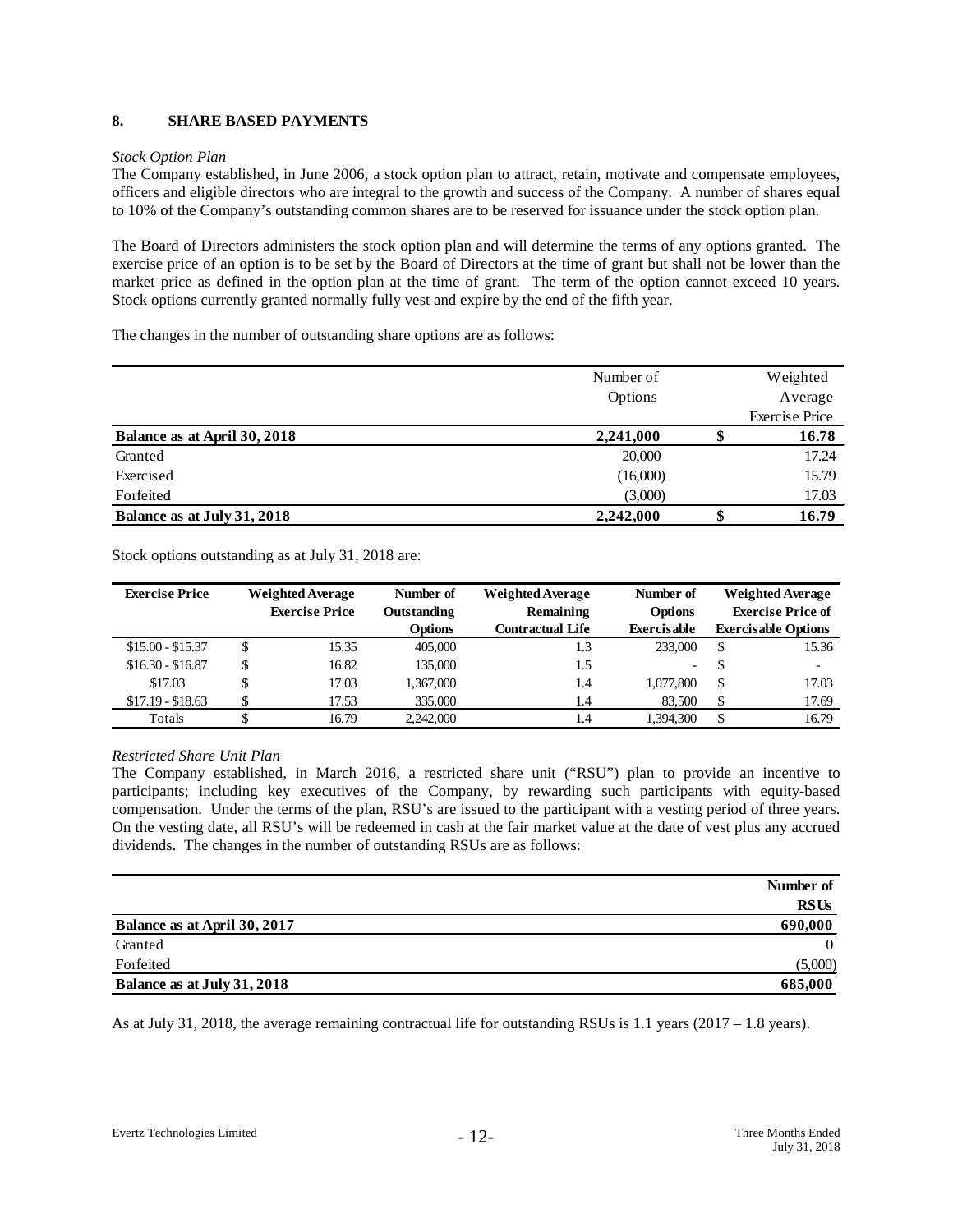## 8. SHARE BASED PAYMENTS

*Stock Option Plan*

The Company established, in June 2006, a stock option plan to attract, retain, motivate and compensate employees, officers and eligible directors who are integral to the growth and success of the Company. A number of shares equal to 10% of the Company's outstanding common shares are to be reserved for issuance under the stock option plan.

The Board of Directors administers the stock option plan and will determine the terms of any options granted. The exercise price of an option is to be set by the Board of Directors at the time of grant but shall not be lower than the market price as defined in the option plan at the time of grant. The term of the option cannot exceed 10 years. Stock options currently granted normally fully vest and expire by the end of the fifth year.

The changes in the number of outstanding share options are as follows:

| | Number of Options | Weighted Average Exercise Price |
|---|---|---|
| **Balance as at April 30, 2018** | **2,241,000** | **$ 16.78** |
| Granted | 20,000 | 17.24 |
| Exercised | (16,000) | 15.79 |
| Forfeited | (3,000) | 17.03 |
| **Balance as at July 31, 2018** | **2,242,000** | **$ 16.79** |

Stock options outstanding as at July 31, 2018 are:

| Exercise Price | Weighted Average Exercise Price | Number of Outstanding Options | Weighted Average Remaining Contractual Life | Number of Options Exercisable | Weighted Average Exercise Price of Exercisable Options |
|---|---|---|---|---|---|
| $15.00 - $15.37 | $ 15.35 | 405,000 | 1.3 | 233,000 | $ 15.36 |
| $16.30 - $16.87 | $ 16.82 | 135,000 | 1.5 | - | $ - |
| $17.03 | $ 17.03 | 1,367,000 | 1.4 | 1,077,800 | $ 17.03 |
| $17.19 - $18.63 | $ 17.53 | 335,000 | 1.4 | 83,500 | $ 17.69 |
| Totals | $ 16.79 | 2,242,000 | 1.4 | 1,394,300 | $ 16.79 |

*Restricted Share Unit Plan*

The Company established, in March 2016, a restricted share unit ("RSU") plan to provide an incentive to participants; including key executives of the Company, by rewarding such participants with equity-based compensation. Under the terms of the plan, RSU's are issued to the participant with a vesting period of three years. On the vesting date, all RSU's will be redeemed in cash at the fair market value at the date of vest plus any accrued dividends. The changes in the number of outstanding RSUs are as follows:

| | Number of RSUs |
|---|---|
| **Balance as at April 30, 2017** | **690,000** |
| Granted | 0 |
| Forfeited | (5,000) |
| **Balance as at July 31, 2018** | **685,000** |

As at July 31, 2018, the average remaining contractual life for outstanding RSUs is 1.1 years (2017 – 1.8 years).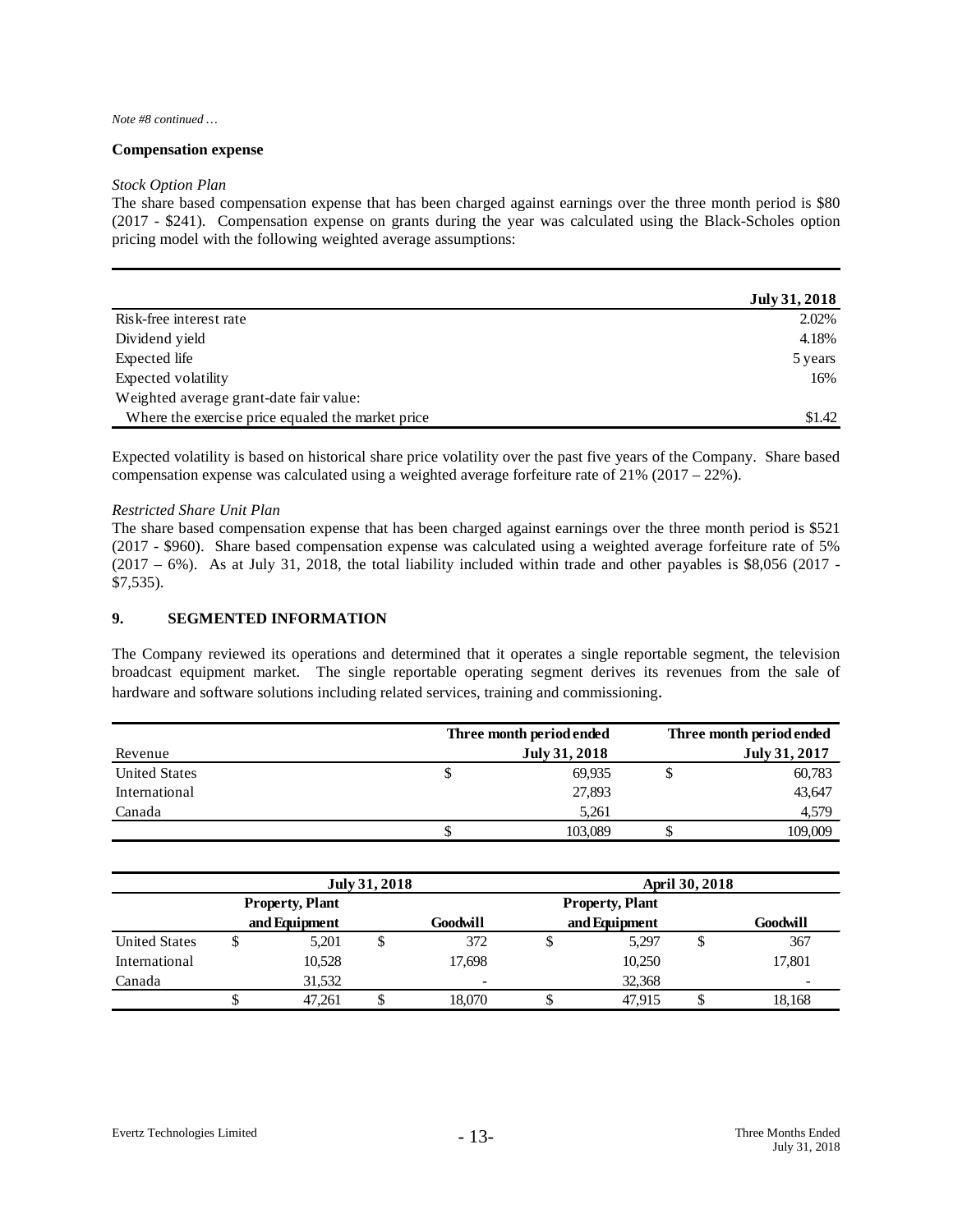*Note #8 continued …*

**Compensation expense**

*Stock Option Plan*

The share based compensation expense that has been charged against earnings over the three month period is $80 (2017 - $241). Compensation expense on grants during the year was calculated using the Black-Scholes option pricing model with the following weighted average assumptions:

| | July 31, 2018 |
|---|---|
| Risk-free interest rate | 2.02% |
| Dividend yield | 4.18% |
| Expected life | 5 years |
| Expected volatility | 16% |
| Weighted average grant-date fair value: | |
| Where the exercise price equaled the market price | $1.42 |

Expected volatility is based on historical share price volatility over the past five years of the Company. Share based compensation expense was calculated using a weighted average forfeiture rate of 21% (2017 – 22%).

*Restricted Share Unit Plan*

The share based compensation expense that has been charged against earnings over the three month period is $521 (2017 - $960). Share based compensation expense was calculated using a weighted average forfeiture rate of 5% (2017 – 6%). As at July 31, 2018, the total liability included within trade and other payables is $8,056 (2017 - $7,535).

## 9. SEGMENTED INFORMATION

The Company reviewed its operations and determined that it operates a single reportable segment, the television broadcast equipment market. The single reportable operating segment derives its revenues from the sale of hardware and software solutions including related services, training and commissioning.

| Revenue | Three month period ended July 31, 2018 | Three month period ended July 31, 2017 |
|---|---|---|
| United States | $ 69,935 | $ 60,783 |
| International | 27,893 | 43,647 |
| Canada | 5,261 | 4,579 |
| | $ 103,089 | $ 109,009 |

| | July 31, 2018 | | April 30, 2018 | |
|---|---|---|---|---|
| | Property, Plant and Equipment | Goodwill | Property, Plant and Equipment | Goodwill |
| United States | $ 5,201 | $ 372 | $ 5,297 | $ 367 |
| International | 10,528 | 17,698 | 10,250 | 17,801 |
| Canada | 31,532 | - | 32,368 | - |
| | $ 47,261 | $ 18,070 | $ 47,915 | $ 18,168 |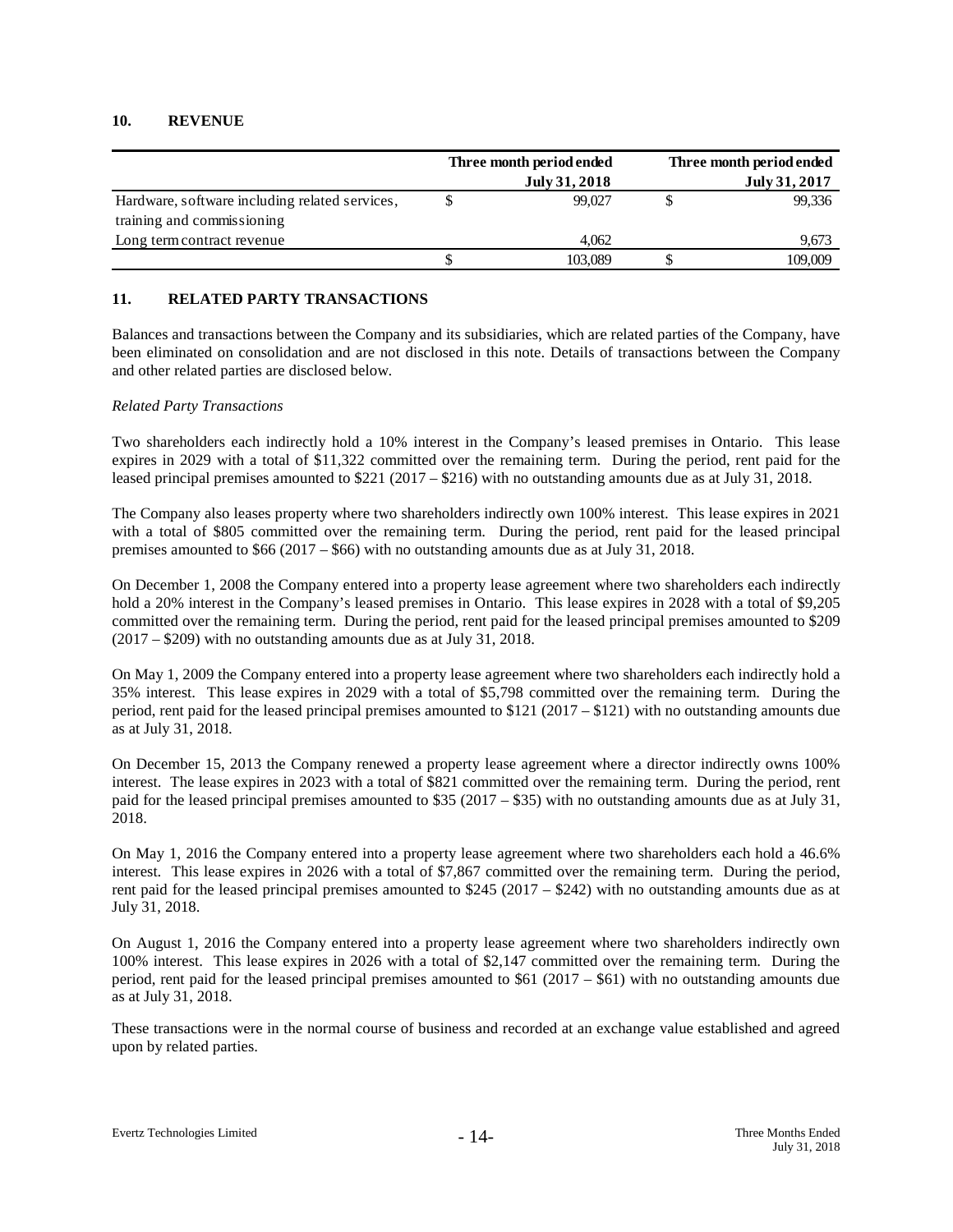## 10. REVENUE

| | Three month period ended | | Three month period ended | |
|---|---|---|---|---|
| | | July 31, 2018 | | July 31, 2017 |
| Hardware, software including related services, training and commissioning | $ | 99,027 | $ | 99,336 |
| Long term contract revenue | | 4,062 | | 9,673 |
| | $ | 103,089 | $ | 109,009 |

## 11. RELATED PARTY TRANSACTIONS

Balances and transactions between the Company and its subsidiaries, which are related parties of the Company, have been eliminated on consolidation and are not disclosed in this note. Details of transactions between the Company and other related parties are disclosed below.

*Related Party Transactions*

Two shareholders each indirectly hold a 10% interest in the Company's leased premises in Ontario. This lease expires in 2029 with a total of $11,322 committed over the remaining term. During the period, rent paid for the leased principal premises amounted to $221 (2017 – $216) with no outstanding amounts due as at July 31, 2018.

The Company also leases property where two shareholders indirectly own 100% interest. This lease expires in 2021 with a total of $805 committed over the remaining term. During the period, rent paid for the leased principal premises amounted to $66 (2017 – $66) with no outstanding amounts due as at July 31, 2018.

On December 1, 2008 the Company entered into a property lease agreement where two shareholders each indirectly hold a 20% interest in the Company's leased premises in Ontario. This lease expires in 2028 with a total of $9,205 committed over the remaining term. During the period, rent paid for the leased principal premises amounted to $209 (2017 – $209) with no outstanding amounts due as at July 31, 2018.

On May 1, 2009 the Company entered into a property lease agreement where two shareholders each indirectly hold a 35% interest. This lease expires in 2029 with a total of $5,798 committed over the remaining term. During the period, rent paid for the leased principal premises amounted to $121 (2017 – $121) with no outstanding amounts due as at July 31, 2018.

On December 15, 2013 the Company renewed a property lease agreement where a director indirectly owns 100% interest. The lease expires in 2023 with a total of $821 committed over the remaining term. During the period, rent paid for the leased principal premises amounted to $35 (2017 – $35) with no outstanding amounts due as at July 31, 2018.

On May 1, 2016 the Company entered into a property lease agreement where two shareholders each hold a 46.6% interest. This lease expires in 2026 with a total of $7,867 committed over the remaining term. During the period, rent paid for the leased principal premises amounted to $245 (2017 – $242) with no outstanding amounts due as at July 31, 2018.

On August 1, 2016 the Company entered into a property lease agreement where two shareholders indirectly own 100% interest. This lease expires in 2026 with a total of $2,147 committed over the remaining term. During the period, rent paid for the leased principal premises amounted to $61 (2017 – $61) with no outstanding amounts due as at July 31, 2018.

These transactions were in the normal course of business and recorded at an exchange value established and agreed upon by related parties.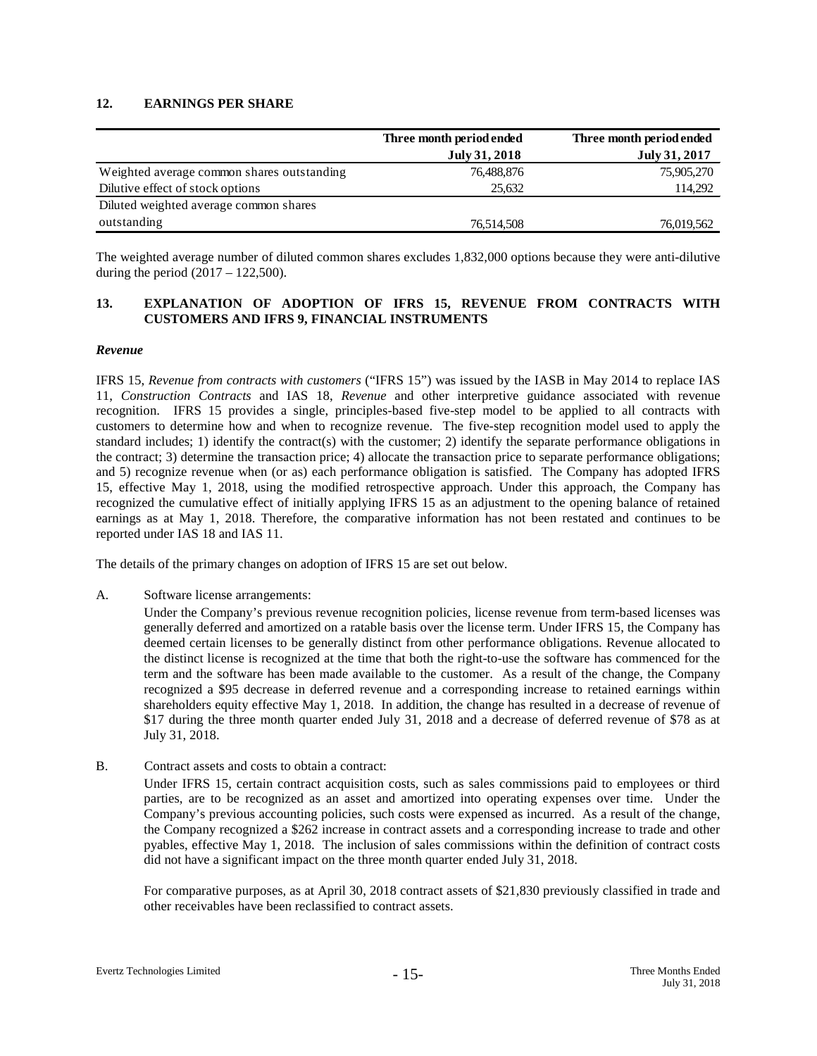## 12. EARNINGS PER SHARE

| | Three month period ended July 31, 2018 | Three month period ended July 31, 2017 |
|---|---|---|
| Weighted average common shares outstanding | 76,488,876 | 75,905,270 |
| Dilutive effect of stock options | 25,632 | 114,292 |
| Diluted weighted average common shares outstanding | 76,514,508 | 76,019,562 |

The weighted average number of diluted common shares excludes 1,832,000 options because they were anti-dilutive during the period (2017 – 122,500).

## 13. EXPLANATION OF ADOPTION OF IFRS 15, REVENUE FROM CONTRACTS WITH CUSTOMERS AND IFRS 9, FINANCIAL INSTRUMENTS

### *Revenue*

IFRS 15, *Revenue from contracts with customers* ("IFRS 15") was issued by the IASB in May 2014 to replace IAS 11, *Construction Contracts* and IAS 18, *Revenue* and other interpretive guidance associated with revenue recognition. IFRS 15 provides a single, principles-based five-step model to be applied to all contracts with customers to determine how and when to recognize revenue. The five-step recognition model used to apply the standard includes; 1) identify the contract(s) with the customer; 2) identify the separate performance obligations in the contract; 3) determine the transaction price; 4) allocate the transaction price to separate performance obligations; and 5) recognize revenue when (or as) each performance obligation is satisfied. The Company has adopted IFRS 15, effective May 1, 2018, using the modified retrospective approach. Under this approach, the Company has recognized the cumulative effect of initially applying IFRS 15 as an adjustment to the opening balance of retained earnings as at May 1, 2018. Therefore, the comparative information has not been restated and continues to be reported under IAS 18 and IAS 11.

The details of the primary changes on adoption of IFRS 15 are set out below.

A. Software license arrangements:

Under the Company's previous revenue recognition policies, license revenue from term-based licenses was generally deferred and amortized on a ratable basis over the license term. Under IFRS 15, the Company has deemed certain licenses to be generally distinct from other performance obligations. Revenue allocated to the distinct license is recognized at the time that both the right-to-use the software has commenced for the term and the software has been made available to the customer. As a result of the change, the Company recognized a $95 decrease in deferred revenue and a corresponding increase to retained earnings within shareholders equity effective May 1, 2018. In addition, the change has resulted in a decrease of revenue of $17 during the three month quarter ended July 31, 2018 and a decrease of deferred revenue of $78 as at July 31, 2018.

B. Contract assets and costs to obtain a contract:

Under IFRS 15, certain contract acquisition costs, such as sales commissions paid to employees or third parties, are to be recognized as an asset and amortized into operating expenses over time. Under the Company's previous accounting policies, such costs were expensed as incurred. As a result of the change, the Company recognized a $262 increase in contract assets and a corresponding increase to trade and other pyables, effective May 1, 2018. The inclusion of sales commissions within the definition of contract costs did not have a significant impact on the three month quarter ended July 31, 2018.

For comparative purposes, as at April 30, 2018 contract assets of $21,830 previously classified in trade and other receivables have been reclassified to contract assets.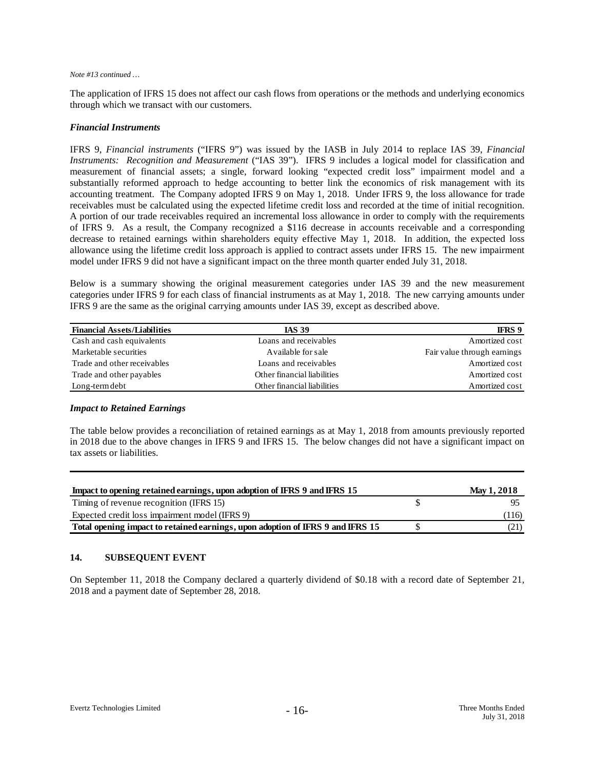*Note #13 continued …*

The application of IFRS 15 does not affect our cash flows from operations or the methods and underlying economics through which we transact with our customers.

### *Financial Instruments*

IFRS 9, *Financial instruments* ("IFRS 9") was issued by the IASB in July 2014 to replace IAS 39, *Financial Instruments: Recognition and Measurement* ("IAS 39"). IFRS 9 includes a logical model for classification and measurement of financial assets; a single, forward looking "expected credit loss" impairment model and a substantially reformed approach to hedge accounting to better link the economics of risk management with its accounting treatment. The Company adopted IFRS 9 on May 1, 2018. Under IFRS 9, the loss allowance for trade receivables must be calculated using the expected lifetime credit loss and recorded at the time of initial recognition. A portion of our trade receivables required an incremental loss allowance in order to comply with the requirements of IFRS 9. As a result, the Company recognized a $116 decrease in accounts receivable and a corresponding decrease to retained earnings within shareholders equity effective May 1, 2018. In addition, the expected loss allowance using the lifetime credit loss approach is applied to contract assets under IFRS 15. The new impairment model under IFRS 9 did not have a significant impact on the three month quarter ended July 31, 2018.

Below is a summary showing the original measurement categories under IAS 39 and the new measurement categories under IFRS 9 for each class of financial instruments as at May 1, 2018. The new carrying amounts under IFRS 9 are the same as the original carrying amounts under IAS 39, except as described above.

| Financial Assets/Liabilities | IAS 39 | IFRS 9 |
|---|---|---|
| Cash and cash equivalents | Loans and receivables | Amortized cost |
| Marketable securities | Available for sale | Fair value through earnings |
| Trade and other receivables | Loans and receivables | Amortized cost |
| Trade and other payables | Other financial liabilities | Amortized cost |
| Long-term debt | Other financial liabilities | Amortized cost |

### *Impact to Retained Earnings*

The table below provides a reconciliation of retained earnings as at May 1, 2018 from amounts previously reported in 2018 due to the above changes in IFRS 9 and IFRS 15. The below changes did not have a significant impact on tax assets or liabilities.

| Impact to opening retained earnings, upon adoption of IFRS 9 and IFRS 15 | | May 1, 2018 |
|---|---|---|
| Timing of revenue recognition (IFRS 15) | $ | 95 |
| Expected credit loss impairment model (IFRS 9) | | (116) |
| **Total opening impact to retained earnings, upon adoption of IFRS 9 and IFRS 15** | $ | (21) |

## 14. SUBSEQUENT EVENT

On September 11, 2018 the Company declared a quarterly dividend of $0.18 with a record date of September 21, 2018 and a payment date of September 28, 2018.